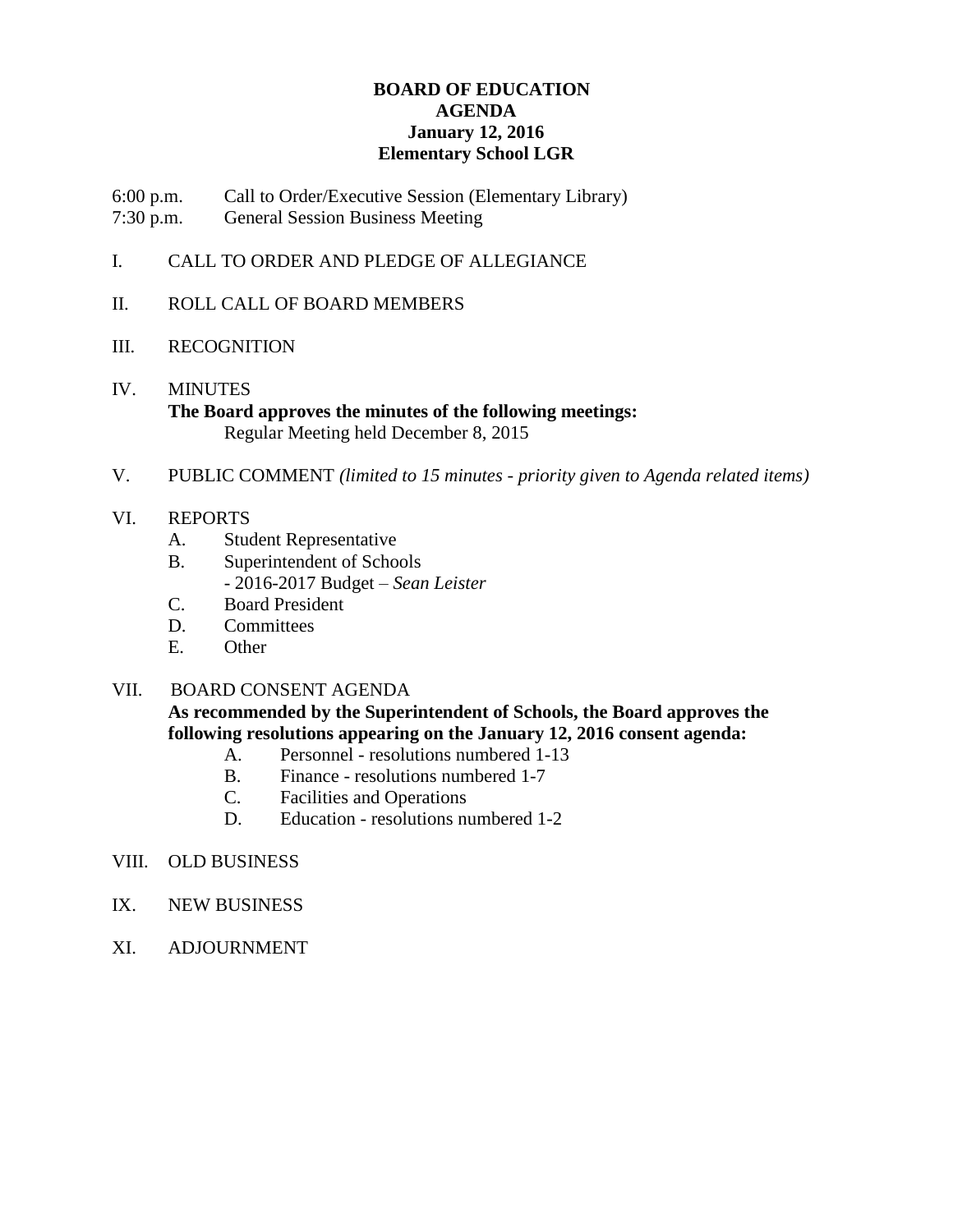**BOARD OF EDUCATION**
**AGENDA**
**January 12, 2016**
**Elementary School LGR**

6:00 p.m. Call to Order/Executive Session (Elementary Library)
7:30 p.m. General Session Business Meeting

I. CALL TO ORDER AND PLEDGE OF ALLEGIANCE

II. ROLL CALL OF BOARD MEMBERS

III. RECOGNITION

IV. MINUTES
**The Board approves the minutes of the following meetings:**
Regular Meeting held December 8, 2015

V. PUBLIC COMMENT *(limited to 15 minutes - priority given to Agenda related items)*

VI. REPORTS
- A. Student Representative
- B. Superintendent of Schools
  - 2016-2017 Budget – *Sean Leister*
- C. Board President
- D. Committees
- E. Other

VII. BOARD CONSENT AGENDA
**As recommended by the Superintendent of Schools, the Board approves the following resolutions appearing on the January 12, 2016 consent agenda:**
- A. Personnel - resolutions numbered 1-13
- B. Finance - resolutions numbered 1-7
- C. Facilities and Operations
- D. Education - resolutions numbered 1-2

VIII. OLD BUSINESS

IX. NEW BUSINESS

XI. ADJOURNMENT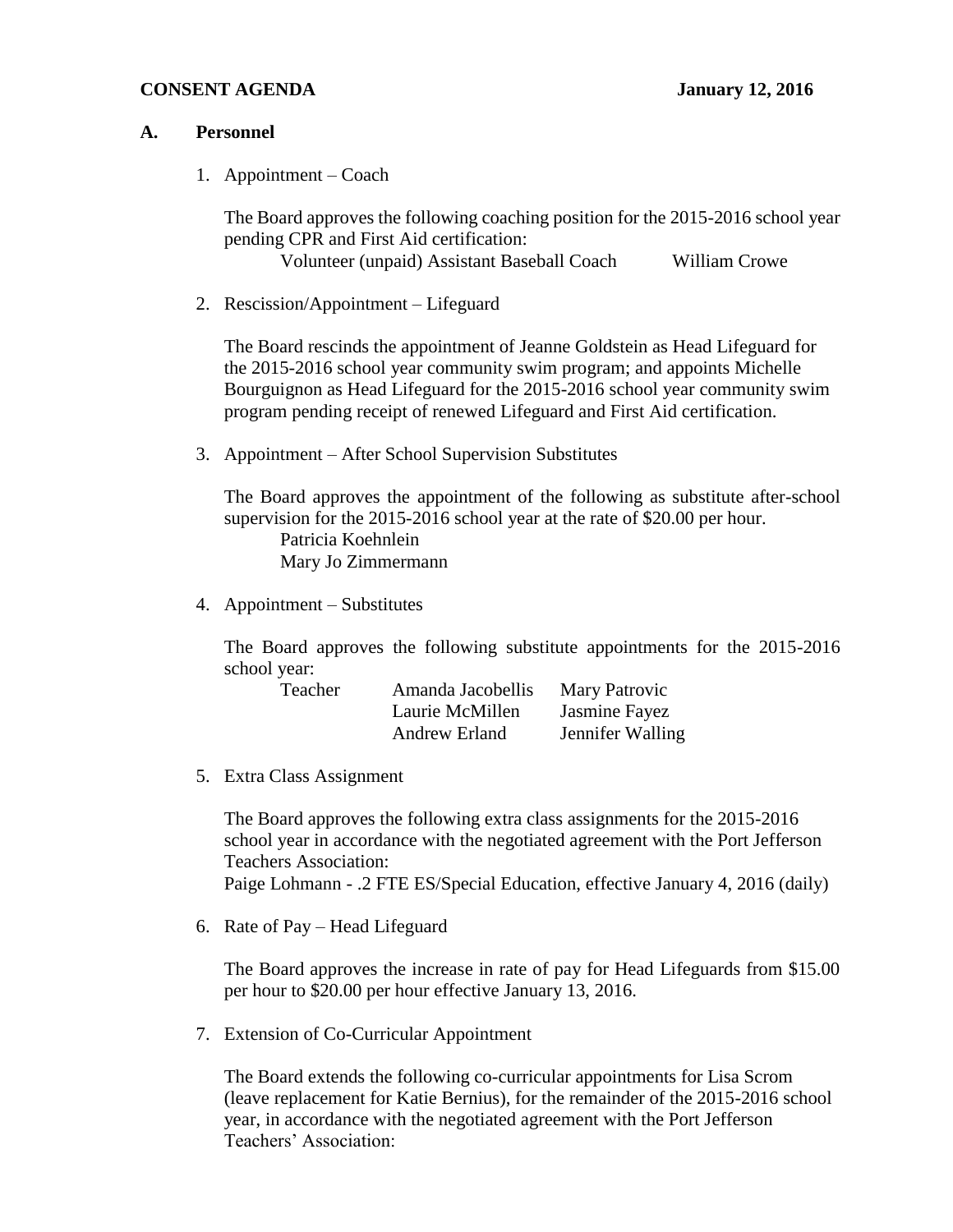**CONSENT AGENDA** **January 12, 2016**

## A. Personnel

1. Appointment – Coach

   The Board approves the following coaching position for the 2015-2016 school year pending CPR and First Aid certification:

   Volunteer (unpaid) Assistant Baseball Coach William Crowe

2. Rescission/Appointment – Lifeguard

   The Board rescinds the appointment of Jeanne Goldstein as Head Lifeguard for the 2015-2016 school year community swim program; and appoints Michelle Bourguignon as Head Lifeguard for the 2015-2016 school year community swim program pending receipt of renewed Lifeguard and First Aid certification.

3. Appointment – After School Supervision Substitutes

   The Board approves the appointment of the following as substitute after-school supervision for the 2015-2016 school year at the rate of $20.00 per hour.

   Patricia Koehnlein
   Mary Jo Zimmermann

4. Appointment – Substitutes

   The Board approves the following substitute appointments for the 2015-2016 school year:

   | | | |
   |---|---|---|
   | Teacher | Amanda Jacobellis | Mary Patrovic |
   | | Laurie McMillen | Jasmine Fayez |
   | | Andrew Erland | Jennifer Walling |

5. Extra Class Assignment

   The Board approves the following extra class assignments for the 2015-2016 school year in accordance with the negotiated agreement with the Port Jefferson Teachers Association:

   Paige Lohmann - .2 FTE ES/Special Education, effective January 4, 2016 (daily)

6. Rate of Pay – Head Lifeguard

   The Board approves the increase in rate of pay for Head Lifeguards from $15.00 per hour to $20.00 per hour effective January 13, 2016.

7. Extension of Co-Curricular Appointment

   The Board extends the following co-curricular appointments for Lisa Scrom (leave replacement for Katie Bernius), for the remainder of the 2015-2016 school year, in accordance with the negotiated agreement with the Port Jefferson Teachers' Association: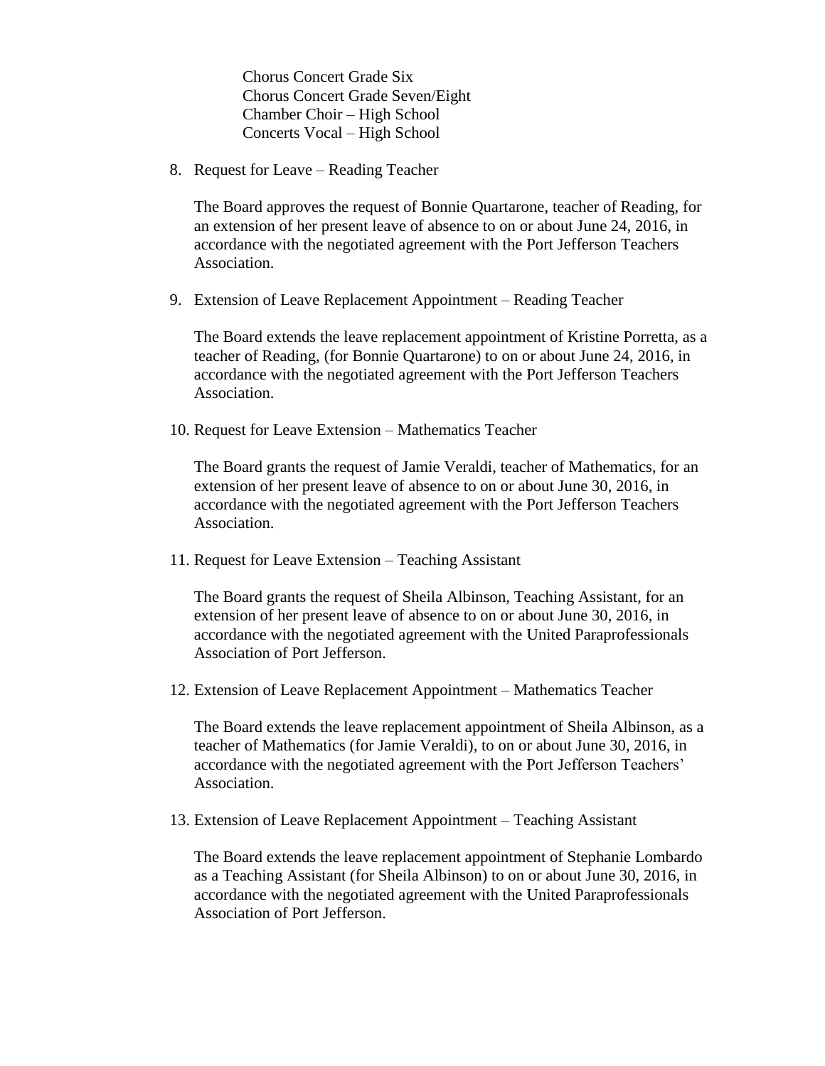Chorus Concert Grade Six
Chorus Concert Grade Seven/Eight
Chamber Choir – High School
Concerts Vocal – High School

8. Request for Leave – Reading Teacher

   The Board approves the request of Bonnie Quartarone, teacher of Reading, for an extension of her present leave of absence to on or about June 24, 2016, in accordance with the negotiated agreement with the Port Jefferson Teachers Association.

9. Extension of Leave Replacement Appointment – Reading Teacher

   The Board extends the leave replacement appointment of Kristine Porretta, as a teacher of Reading, (for Bonnie Quartarone) to on or about June 24, 2016, in accordance with the negotiated agreement with the Port Jefferson Teachers Association.

10. Request for Leave Extension – Mathematics Teacher

    The Board grants the request of Jamie Veraldi, teacher of Mathematics, for an extension of her present leave of absence to on or about June 30, 2016, in accordance with the negotiated agreement with the Port Jefferson Teachers Association.

11. Request for Leave Extension – Teaching Assistant

    The Board grants the request of Sheila Albinson, Teaching Assistant, for an extension of her present leave of absence to on or about June 30, 2016, in accordance with the negotiated agreement with the United Paraprofessionals Association of Port Jefferson.

12. Extension of Leave Replacement Appointment – Mathematics Teacher

    The Board extends the leave replacement appointment of Sheila Albinson, as a teacher of Mathematics (for Jamie Veraldi), to on or about June 30, 2016, in accordance with the negotiated agreement with the Port Jefferson Teachers' Association.

13. Extension of Leave Replacement Appointment – Teaching Assistant

    The Board extends the leave replacement appointment of Stephanie Lombardo as a Teaching Assistant (for Sheila Albinson) to on or about June 30, 2016, in accordance with the negotiated agreement with the United Paraprofessionals Association of Port Jefferson.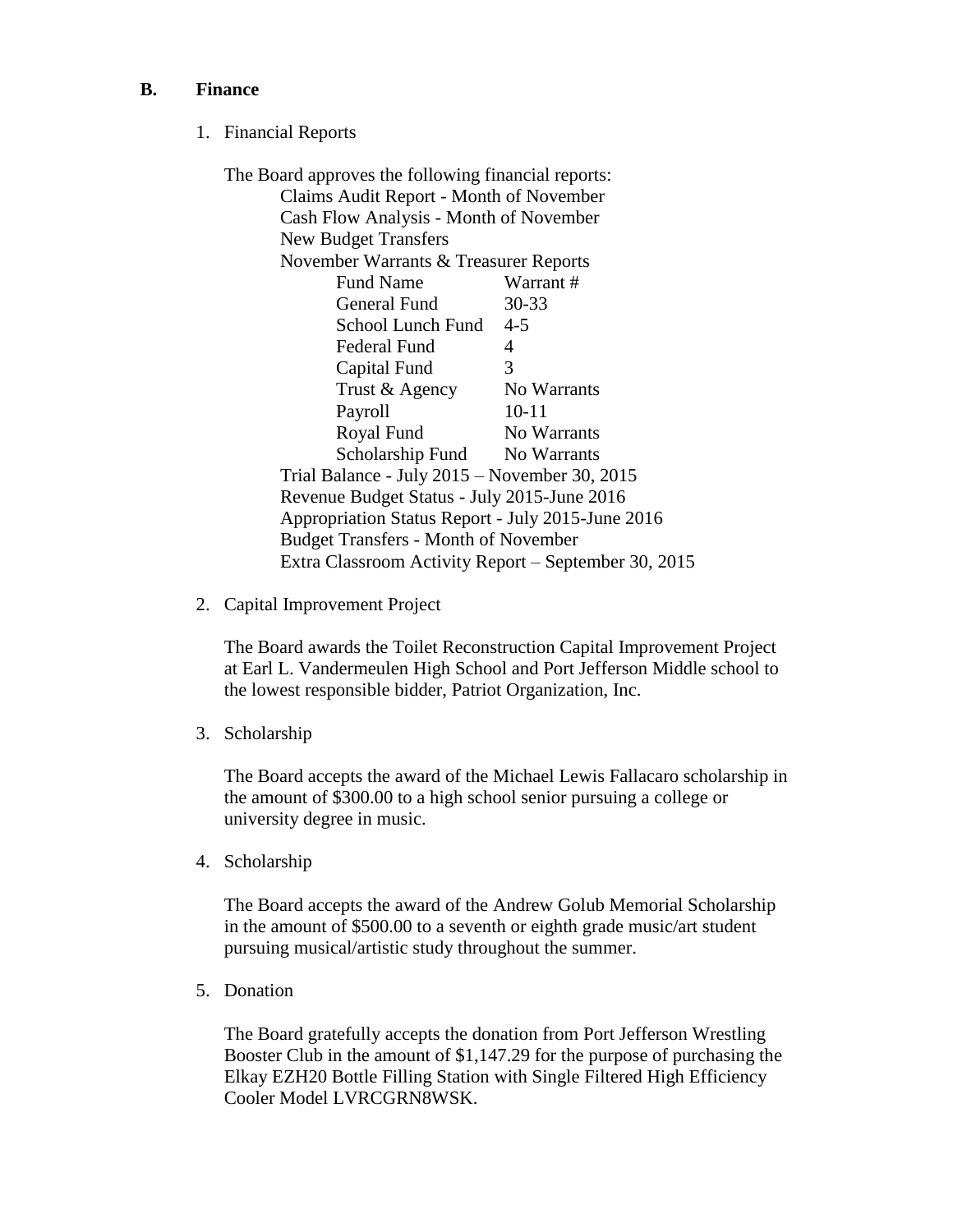## B. Finance

1. Financial Reports

   The Board approves the following financial reports:

   Claims Audit Report - Month of November
   Cash Flow Analysis - Month of November
   New Budget Transfers
   November Warrants & Treasurer Reports

   | Fund Name | Warrant # |
   |---|---|
   | General Fund | 30-33 |
   | School Lunch Fund | 4-5 |
   | Federal Fund | 4 |
   | Capital Fund | 3 |
   | Trust & Agency | No Warrants |
   | Payroll | 10-11 |
   | Royal Fund | No Warrants |
   | Scholarship Fund | No Warrants |

   Trial Balance - July 2015 – November 30, 2015
   Revenue Budget Status - July 2015-June 2016
   Appropriation Status Report - July 2015-June 2016
   Budget Transfers - Month of November
   Extra Classroom Activity Report – September 30, 2015

2. Capital Improvement Project

   The Board awards the Toilet Reconstruction Capital Improvement Project at Earl L. Vandermeulen High School and Port Jefferson Middle school to the lowest responsible bidder, Patriot Organization, Inc.

3. Scholarship

   The Board accepts the award of the Michael Lewis Fallacaro scholarship in the amount of $300.00 to a high school senior pursuing a college or university degree in music.

4. Scholarship

   The Board accepts the award of the Andrew Golub Memorial Scholarship in the amount of $500.00 to a seventh or eighth grade music/art student pursuing musical/artistic study throughout the summer.

5. Donation

   The Board gratefully accepts the donation from Port Jefferson Wrestling Booster Club in the amount of $1,147.29 for the purpose of purchasing the Elkay EZH20 Bottle Filling Station with Single Filtered High Efficiency Cooler Model LVRCGRN8WSK.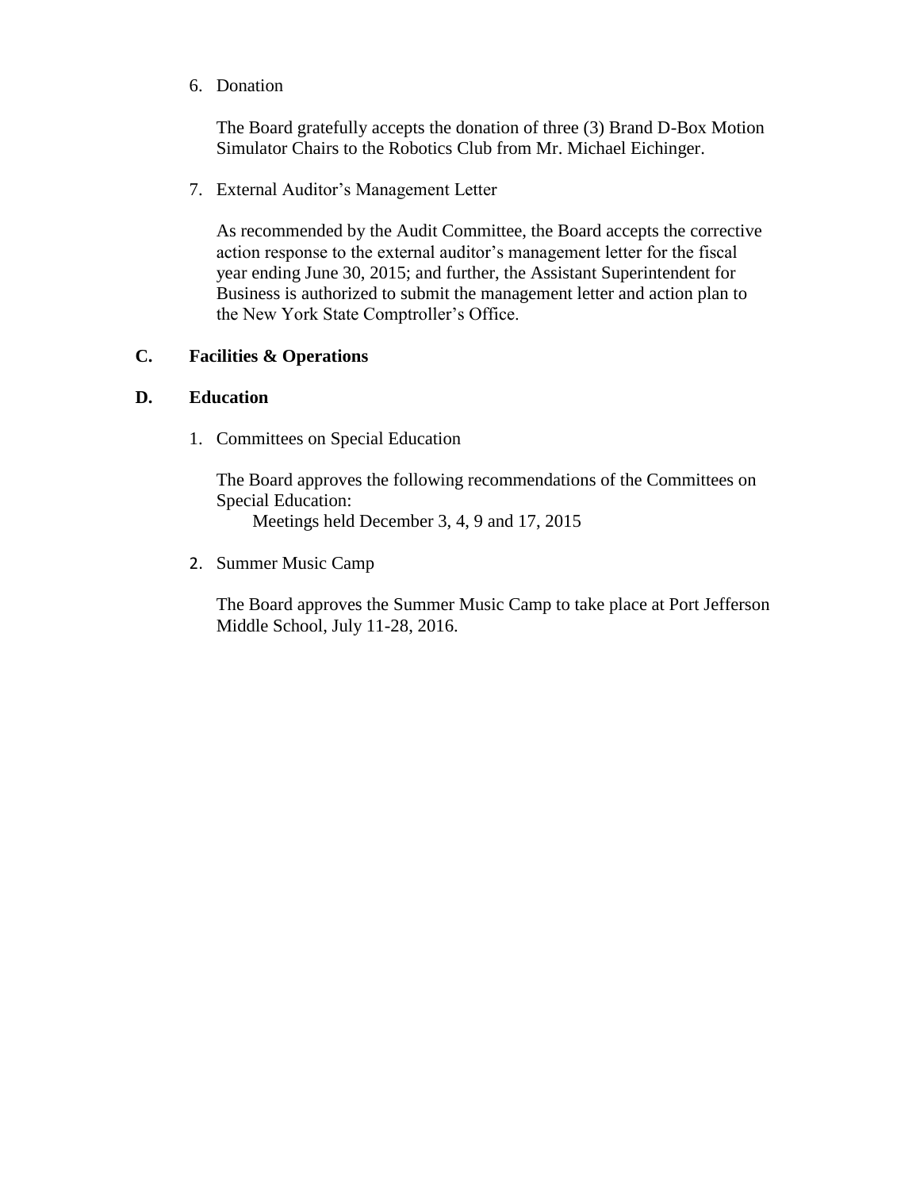6. Donation

   The Board gratefully accepts the donation of three (3) Brand D-Box Motion Simulator Chairs to the Robotics Club from Mr. Michael Eichinger.

7. External Auditor's Management Letter

   As recommended by the Audit Committee, the Board accepts the corrective action response to the external auditor's management letter for the fiscal year ending June 30, 2015; and further, the Assistant Superintendent for Business is authorized to submit the management letter and action plan to the New York State Comptroller's Office.

**C. Facilities & Operations**

**D. Education**

1. Committees on Special Education

   The Board approves the following recommendations of the Committees on Special Education:
   
   Meetings held December 3, 4, 9 and 17, 2015

2. Summer Music Camp

   The Board approves the Summer Music Camp to take place at Port Jefferson Middle School, July 11-28, 2016.